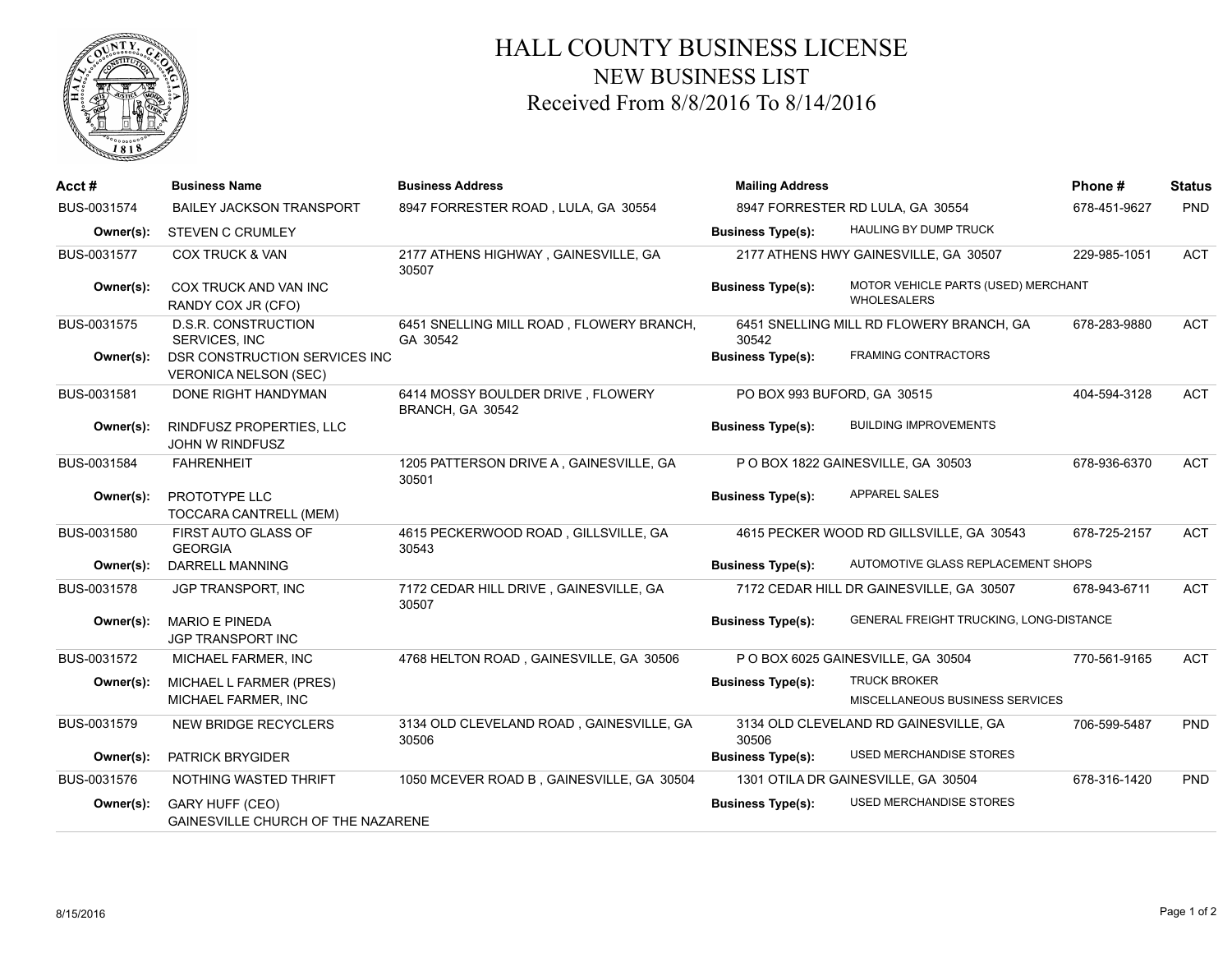# HALL COUNTY BUSINESS LICENSE
## NEW BUSINESS LIST
## Received From 8/8/2016 To 8/14/2016

| Acct # | Business Name | Business Address | Mailing Address | | Phone # | Status |
|---|---|---|---|---|---|---|
| BUS-0031574 | BAILEY JACKSON TRANSPORT | 8947 FORRESTER ROAD , LULA, GA 30554 | 8947 FORRESTER RD LULA, GA 30554 | | 678-451-9627 | PND |
| Owner(s): | STEVEN C CRUMLEY | | Business Type(s): | HAULING BY DUMP TRUCK | | |
| BUS-0031577 | COX TRUCK & VAN | 2177 ATHENS HIGHWAY , GAINESVILLE, GA 30507 | 2177 ATHENS HWY GAINESVILLE, GA 30507 | | 229-985-1051 | ACT |
| Owner(s): | COX TRUCK AND VAN INC<br>RANDY COX JR (CFO) | | Business Type(s): | MOTOR VEHICLE PARTS (USED) MERCHANT WHOLESALERS | | |
| BUS-0031575 | D.S.R. CONSTRUCTION SERVICES, INC | 6451 SNELLING MILL ROAD , FLOWERY BRANCH, GA 30542 | 6451 SNELLING MILL RD FLOWERY BRANCH, GA 30542 | | 678-283-9880 | ACT |
| Owner(s): | DSR CONSTRUCTION SERVICES INC<br>VERONICA NELSON (SEC) | | Business Type(s): | FRAMING CONTRACTORS | | |
| BUS-0031581 | DONE RIGHT HANDYMAN | 6414 MOSSY BOULDER DRIVE , FLOWERY BRANCH, GA 30542 | PO BOX 993 BUFORD, GA 30515 | | 404-594-3128 | ACT |
| Owner(s): | RINDFUSZ PROPERTIES, LLC<br>JOHN W RINDFUSZ | | Business Type(s): | BUILDING IMPROVEMENTS | | |
| BUS-0031584 | FAHRENHEIT | 1205 PATTERSON DRIVE A , GAINESVILLE, GA 30501 | P O BOX 1822 GAINESVILLE, GA 30503 | | 678-936-6370 | ACT |
| Owner(s): | PROTOTYPE LLC<br>TOCCARA CANTRELL (MEM) | | Business Type(s): | APPAREL SALES | | |
| BUS-0031580 | FIRST AUTO GLASS OF GEORGIA | 4615 PECKERWOOD ROAD , GILLSVILLE, GA 30543 | 4615 PECKER WOOD RD GILLSVILLE, GA 30543 | | 678-725-2157 | ACT |
| Owner(s): | DARRELL MANNING | | Business Type(s): | AUTOMOTIVE GLASS REPLACEMENT SHOPS | | |
| BUS-0031578 | JGP TRANSPORT, INC | 7172 CEDAR HILL DRIVE , GAINESVILLE, GA 30507 | 7172 CEDAR HILL DR GAINESVILLE, GA 30507 | | 678-943-6711 | ACT |
| Owner(s): | MARIO E PINEDA<br>JGP TRANSPORT INC | | Business Type(s): | GENERAL FREIGHT TRUCKING, LONG-DISTANCE | | |
| BUS-0031572 | MICHAEL FARMER, INC | 4768 HELTON ROAD , GAINESVILLE, GA 30506 | P O BOX 6025 GAINESVILLE, GA 30504 | | 770-561-9165 | ACT |
| Owner(s): | MICHAEL L FARMER (PRES)<br>MICHAEL FARMER, INC | | Business Type(s): | TRUCK BROKER<br>MISCELLANEOUS BUSINESS SERVICES | | |
| BUS-0031579 | NEW BRIDGE RECYCLERS | 3134 OLD CLEVELAND ROAD , GAINESVILLE, GA 30506 | 3134 OLD CLEVELAND RD GAINESVILLE, GA 30506 | | 706-599-5487 | PND |
| Owner(s): | PATRICK BRYGIDER | | Business Type(s): | USED MERCHANDISE STORES | | |
| BUS-0031576 | NOTHING WASTED THRIFT | 1050 MCEVER ROAD B , GAINESVILLE, GA 30504 | 1301 OTILA DR GAINESVILLE, GA 30504 | | 678-316-1420 | PND |
| Owner(s): | GARY HUFF (CEO)<br>GAINESVILLE CHURCH OF THE NAZARENE | | Business Type(s): | USED MERCHANDISE STORES | | |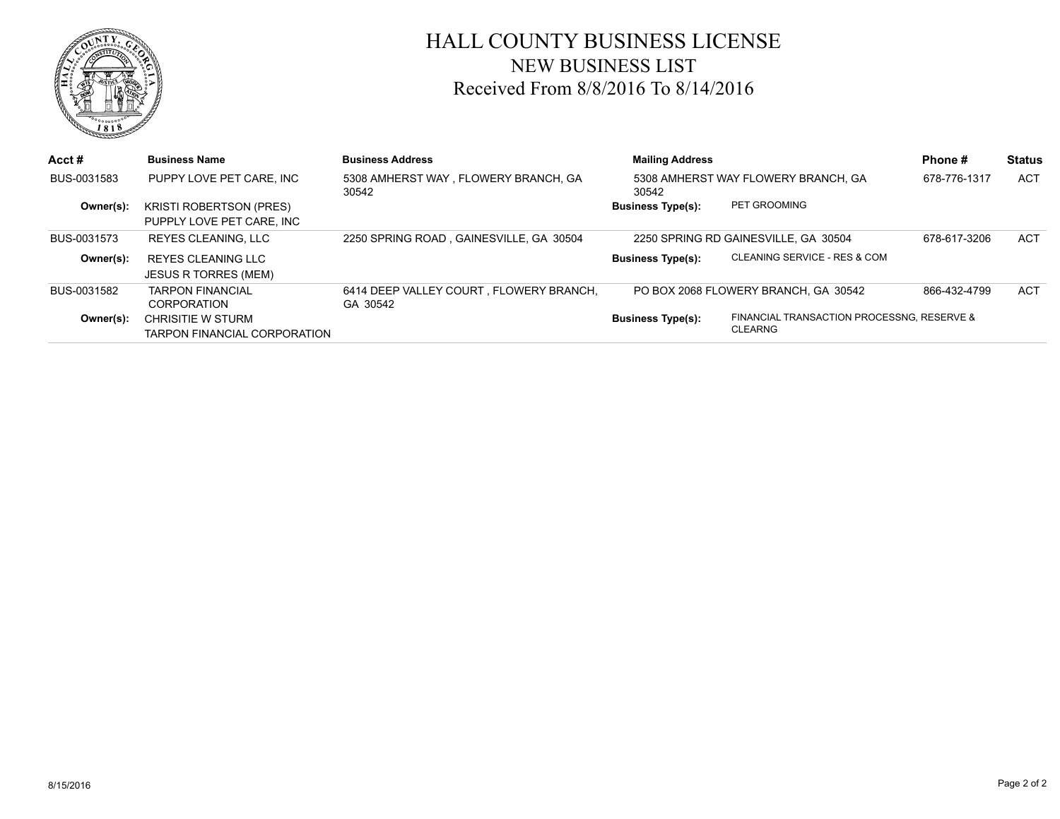# HALL COUNTY BUSINESS LICENSE
## NEW BUSINESS LIST
### Received From 8/8/2016 To 8/14/2016

| Acct # | Business Name | Business Address | Mailing Address | | Phone # | Status |
|---|---|---|---|---|---|---|
| BUS-0031583 | PUPPY LOVE PET CARE, INC | 5308 AMHERST WAY , FLOWERY BRANCH, GA 30542 | 5308 AMHERST WAY FLOWERY BRANCH, GA 30542 | | 678-776-1317 | ACT |
| **Owner(s):** | KRISTI ROBERTSON (PRES) PUPPLY LOVE PET CARE, INC | | **Business Type(s):** | PET GROOMING | | |
| BUS-0031573 | REYES CLEANING, LLC | 2250 SPRING ROAD , GAINESVILLE, GA 30504 | 2250 SPRING RD GAINESVILLE, GA 30504 | | 678-617-3206 | ACT |
| **Owner(s):** | REYES CLEANING LLC JESUS R TORRES (MEM) | | **Business Type(s):** | CLEANING SERVICE - RES & COM | | |
| BUS-0031582 | TARPON FINANCIAL CORPORATION | 6414 DEEP VALLEY COURT , FLOWERY BRANCH, GA 30542 | PO BOX 2068 FLOWERY BRANCH, GA 30542 | | 866-432-4799 | ACT |
| **Owner(s):** | CHRISITIE W STURM TARPON FINANCIAL CORPORATION | | **Business Type(s):** | FINANCIAL TRANSACTION PROCESSNG, RESERVE & CLEARNG | | |

8/15/2016